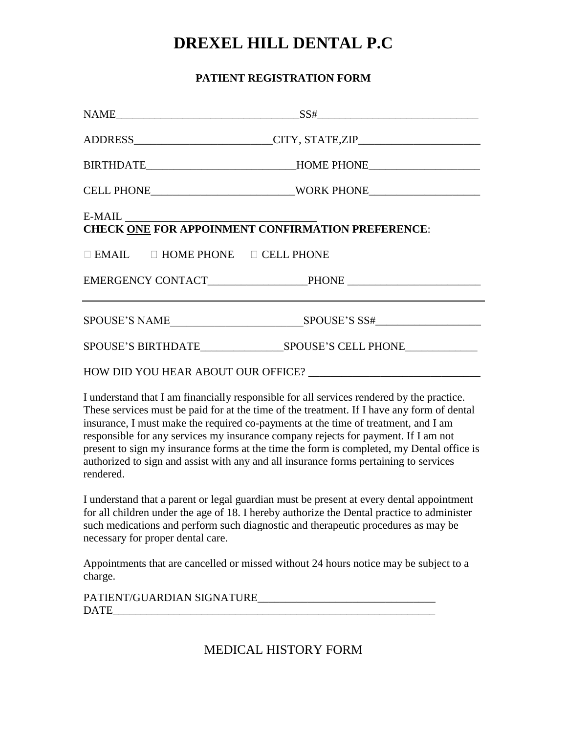# DREXEL HILL DENTAL P.C

## PATIENT REGISTRATION FORM

NAME________________________________SS#____________________________

ADDRESS________________________CITY, STATE,ZIP_____________________

BIRTHDATE_________________________HOME PHONE___________________

CELL PHONE________________________WORK PHONE___________________

E-MAIL _________________________________

**CHECK ONE FOR APPOINMENT CONFIRMATION PREFERENCE**:

☐ EMAIL ☐ HOME PHONE ☐ CELL PHONE

EMERGENCY CONTACT_________________PHONE _______________________

---

SPOUSE'S NAME_______________________SPOUSE'S SS#__________________

SPOUSE'S BIRTHDATE______________SPOUSE'S CELL PHONE____________

HOW DID YOU HEAR ABOUT OUR OFFICE? _____________________________

I understand that I am financially responsible for all services rendered by the practice. These services must be paid for at the time of the treatment. If I have any form of dental insurance, I must make the required co-payments at the time of treatment, and I am responsible for any services my insurance company rejects for payment. If I am not present to sign my insurance forms at the time the form is completed, my Dental office is authorized to sign and assist with any and all insurance forms pertaining to services rendered.

I understand that a parent or legal guardian must be present at every dental appointment for all children under the age of 18. I hereby authorize the Dental practice to administer such medications and perform such diagnostic and therapeutic procedures as may be necessary for proper dental care.

Appointments that are cancelled or missed without 24 hours notice may be subject to a charge.

PATIENT/GUARDIAN SIGNATURE_______________________________
DATE__________________________________________________________

## MEDICAL HISTORY FORM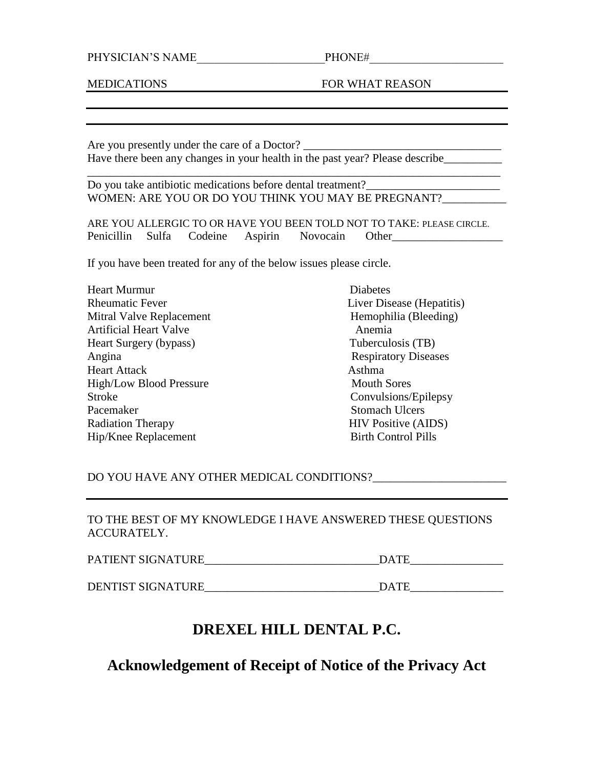PHYSICIAN'S NAME______________________PHONE#______________________

MEDICATIONS FOR WHAT REASON

______________________________________________________________________

______________________________________________________________________

Are you presently under the care of a Doctor? ________________________________

Have there been any changes in your health in the past year? Please describe__________

______________________________________________________________________

Do you take antibiotic medications before dental treatment?______________________

WOMEN: ARE YOU OR DO YOU THINK YOU MAY BE PREGNANT?___________

ARE YOU ALLERGIC TO OR HAVE YOU BEEN TOLD NOT TO TAKE: PLEASE CIRCLE.

Penicillin Sulfa Codeine Aspirin Novocain Other___________________

If you have been treated for any of the below issues please circle.

| | |
|---|---|
| Heart Murmur | Diabetes |
| Rheumatic Fever | Liver Disease (Hepatitis) |
| Mitral Valve Replacement | Hemophilia (Bleeding) |
| Artificial Heart Valve | Anemia |
| Heart Surgery (bypass) | Tuberculosis (TB) |
| Angina | Respiratory Diseases |
| Heart Attack | Asthma |
| High/Low Blood Pressure | Mouth Sores |
| Stroke | Convulsions/Epilepsy |
| Pacemaker | Stomach Ulcers |
| Radiation Therapy | HIV Positive (AIDS) |
| Hip/Knee Replacement | Birth Control Pills |

DO YOU HAVE ANY OTHER MEDICAL CONDITIONS?_______________________

______________________________________________________________________

TO THE BEST OF MY KNOWLEDGE I HAVE ANSWERED THESE QUESTIONS ACCURATELY.

PATIENT SIGNATURE_____________________________DATE________________

DENTIST SIGNATURE_____________________________DATE________________

# DREXEL HILL DENTAL P.C.

## Acknowledgement of Receipt of Notice of the Privacy Act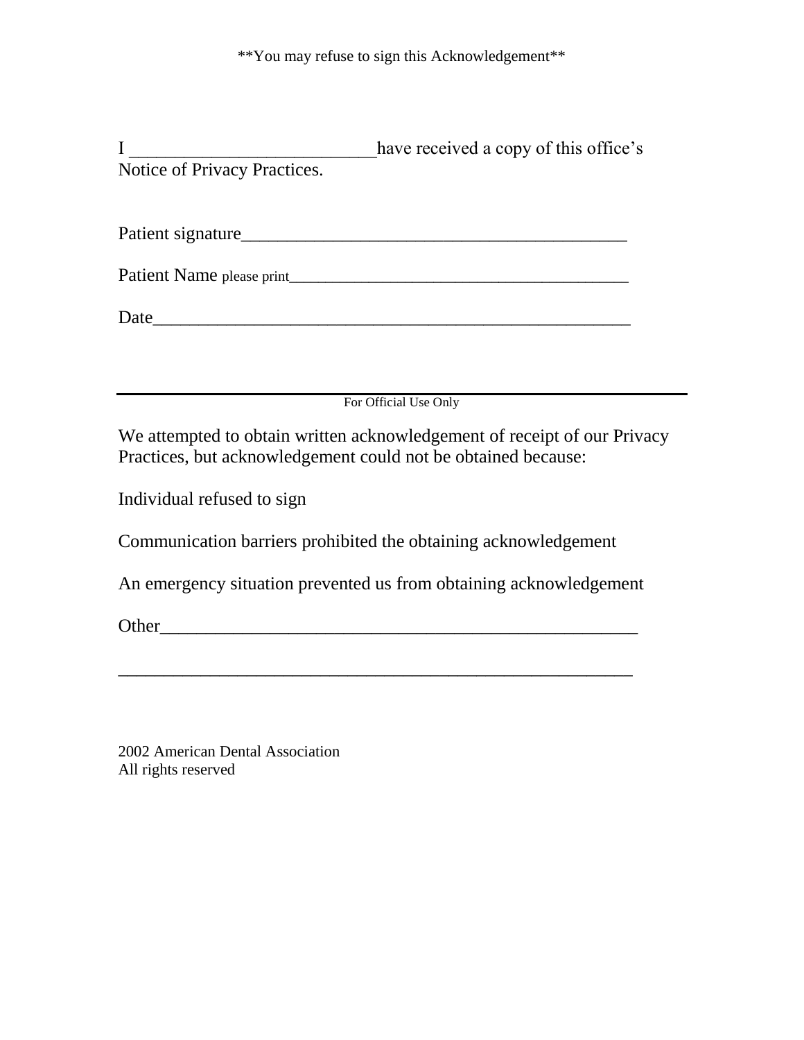\*\*You may refuse to sign this Acknowledgement\*\*

I ___________________________ have received a copy of this office's Notice of Privacy Practices.

Patient signature__________________________________________

Patient Name please print_____________________________________________

Date_____________________________________________________

---

For Official Use Only

We attempted to obtain written acknowledgement of receipt of our Privacy Practices, but acknowledgement could not be obtained because:

Individual refused to sign

Communication barriers prohibited the obtaining acknowledgement

An emergency situation prevented us from obtaining acknowledgement

Other_____________________________________________________

__________________________________________________________

2002 American Dental Association
All rights reserved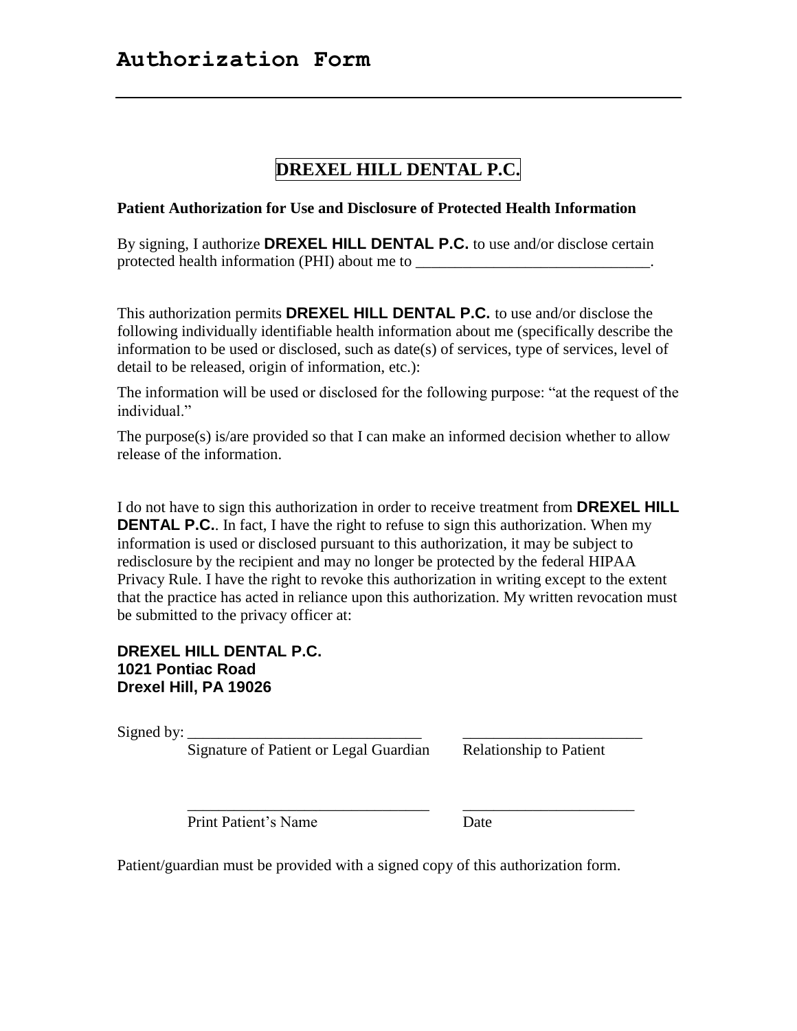# Authorization Form

## DREXEL HILL DENTAL P.C.

**Patient Authorization for Use and Disclosure of Protected Health Information**

By signing, I authorize **DREXEL HILL DENTAL P.C.** to use and/or disclose certain protected health information (PHI) about me to ______________________________.

This authorization permits **DREXEL HILL DENTAL P.C.** to use and/or disclose the following individually identifiable health information about me (specifically describe the information to be used or disclosed, such as date(s) of services, type of services, level of detail to be released, origin of information, etc.):

The information will be used or disclosed for the following purpose: "at the request of the individual."

The purpose(s) is/are provided so that I can make an informed decision whether to allow release of the information.

I do not have to sign this authorization in order to receive treatment from **DREXEL HILL DENTAL P.C.**. In fact, I have the right to refuse to sign this authorization. When my information is used or disclosed pursuant to this authorization, it may be subject to redisclosure by the recipient and may no longer be protected by the federal HIPAA Privacy Rule. I have the right to revoke this authorization in writing except to the extent that the practice has acted in reliance upon this authorization. My written revocation must be submitted to the privacy officer at:

**DREXEL HILL DENTAL P.C.**
**1021 Pontiac Road**
**Drexel Hill, PA 19026**

Signed by: ______________________________ ______________________
Signature of Patient or Legal Guardian Relationship to Patient

______________________________ ______________________
Print Patient's Name Date

Patient/guardian must be provided with a signed copy of this authorization form.